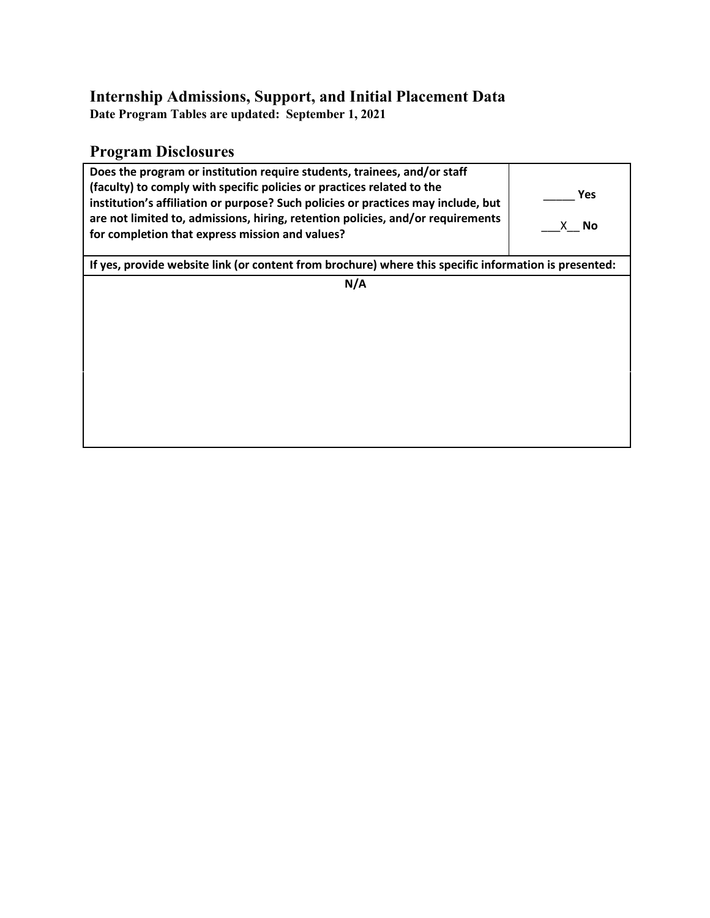# Internship Admissions, Support, and Initial Placement Data

**Date Program Tables are updated: September 1, 2021**

## Program Disclosures

| Does the program or institution require students, trainees, and/or staff (faculty) to comply with specific policies or practices related to the institution's affiliation or purpose? Such policies or practices may include, but are not limited to, admissions, hiring, retention policies, and/or requirements for completion that express mission and values? | _____ Yes<br><br>___X__ No |
|---|---|
| **If yes, provide website link (or content from brochure) where this specific information is presented:** | |
| N/A | |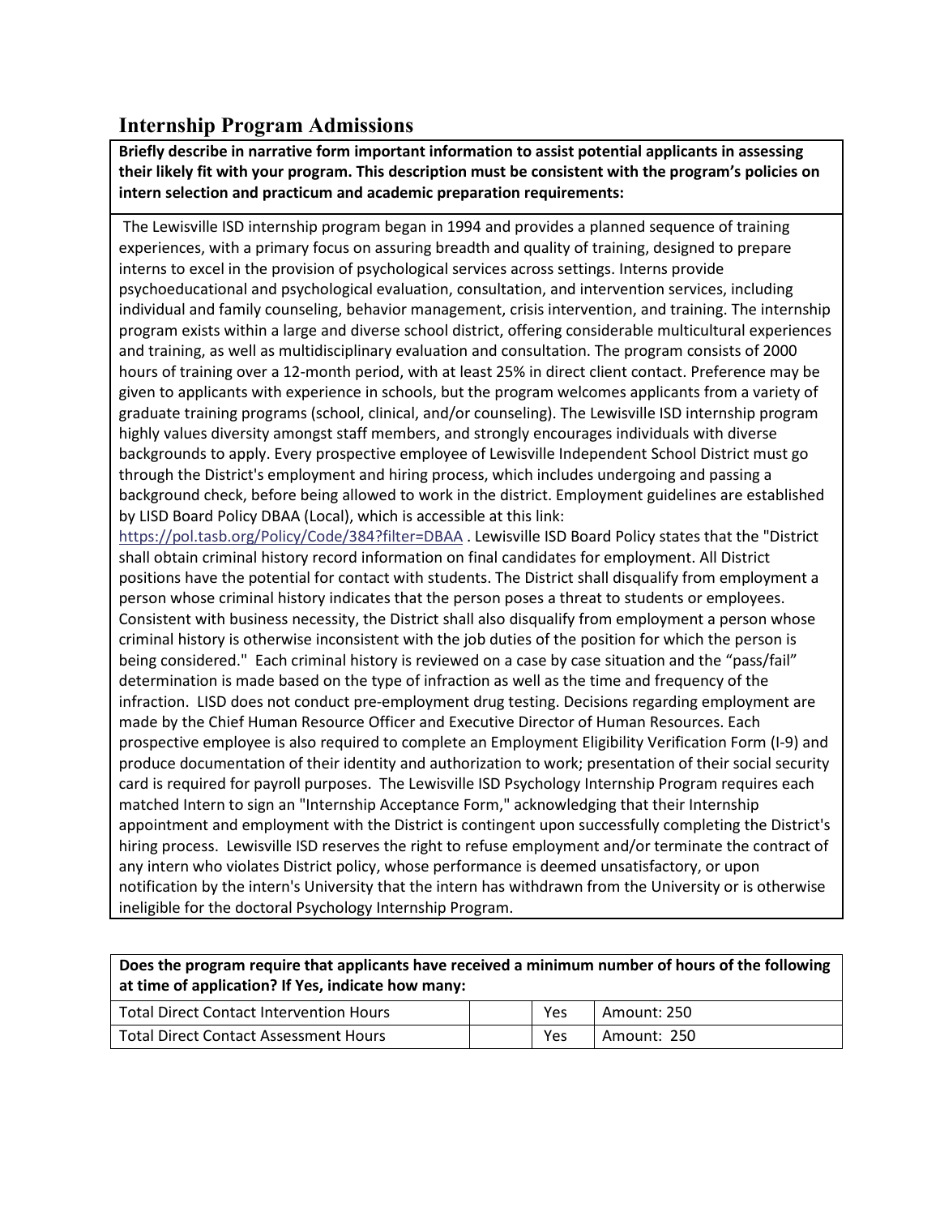## Internship Program Admissions

| **Briefly describe in narrative form important information to assist potential applicants in assessing their likely fit with your program. This description must be consistent with the program's policies on intern selection and practicum and academic preparation requirements:** |
|---|
| The Lewisville ISD internship program began in 1994 and provides a planned sequence of training experiences, with a primary focus on assuring breadth and quality of training, designed to prepare interns to excel in the provision of psychological services across settings. Interns provide psychoeducational and psychological evaluation, consultation, and intervention services, including individual and family counseling, behavior management, crisis intervention, and training. The internship program exists within a large and diverse school district, offering considerable multicultural experiences and training, as well as multidisciplinary evaluation and consultation. The program consists of 2000 hours of training over a 12-month period, with at least 25% in direct client contact. Preference may be given to applicants with experience in schools, but the program welcomes applicants from a variety of graduate training programs (school, clinical, and/or counseling). The Lewisville ISD internship program highly values diversity amongst staff members, and strongly encourages individuals with diverse backgrounds to apply. Every prospective employee of Lewisville Independent School District must go through the District's employment and hiring process, which includes undergoing and passing a background check, before being allowed to work in the district. Employment guidelines are established by LISD Board Policy DBAA (Local), which is accessible at this link: https://pol.tasb.org/Policy/Code/384?filter=DBAA . Lewisville ISD Board Policy states that the "District shall obtain criminal history record information on final candidates for employment. All District positions have the potential for contact with students. The District shall disqualify from employment a person whose criminal history indicates that the person poses a threat to students or employees. Consistent with business necessity, the District shall also disqualify from employment a person whose criminal history is otherwise inconsistent with the job duties of the position for which the person is being considered." Each criminal history is reviewed on a case by case situation and the "pass/fail" determination is made based on the type of infraction as well as the time and frequency of the infraction. LISD does not conduct pre-employment drug testing. Decisions regarding employment are made by the Chief Human Resource Officer and Executive Director of Human Resources. Each prospective employee is also required to complete an Employment Eligibility Verification Form (I-9) and produce documentation of their identity and authorization to work; presentation of their social security card is required for payroll purposes. The Lewisville ISD Psychology Internship Program requires each matched Intern to sign an "Internship Acceptance Form," acknowledging that their Internship appointment and employment with the District is contingent upon successfully completing the District's hiring process. Lewisville ISD reserves the right to refuse employment and/or terminate the contract of any intern who violates District policy, whose performance is deemed unsatisfactory, or upon notification by the intern's University that the intern has withdrawn from the University or is otherwise ineligible for the doctoral Psychology Internship Program. |

| **Does the program require that applicants have received a minimum number of hours of the following at time of application? If Yes, indicate how many:** | | | |
|---|---|---|---|
| Total Direct Contact Intervention Hours | | Yes | Amount: 250 |
| Total Direct Contact Assessment Hours | | Yes | Amount: 250 |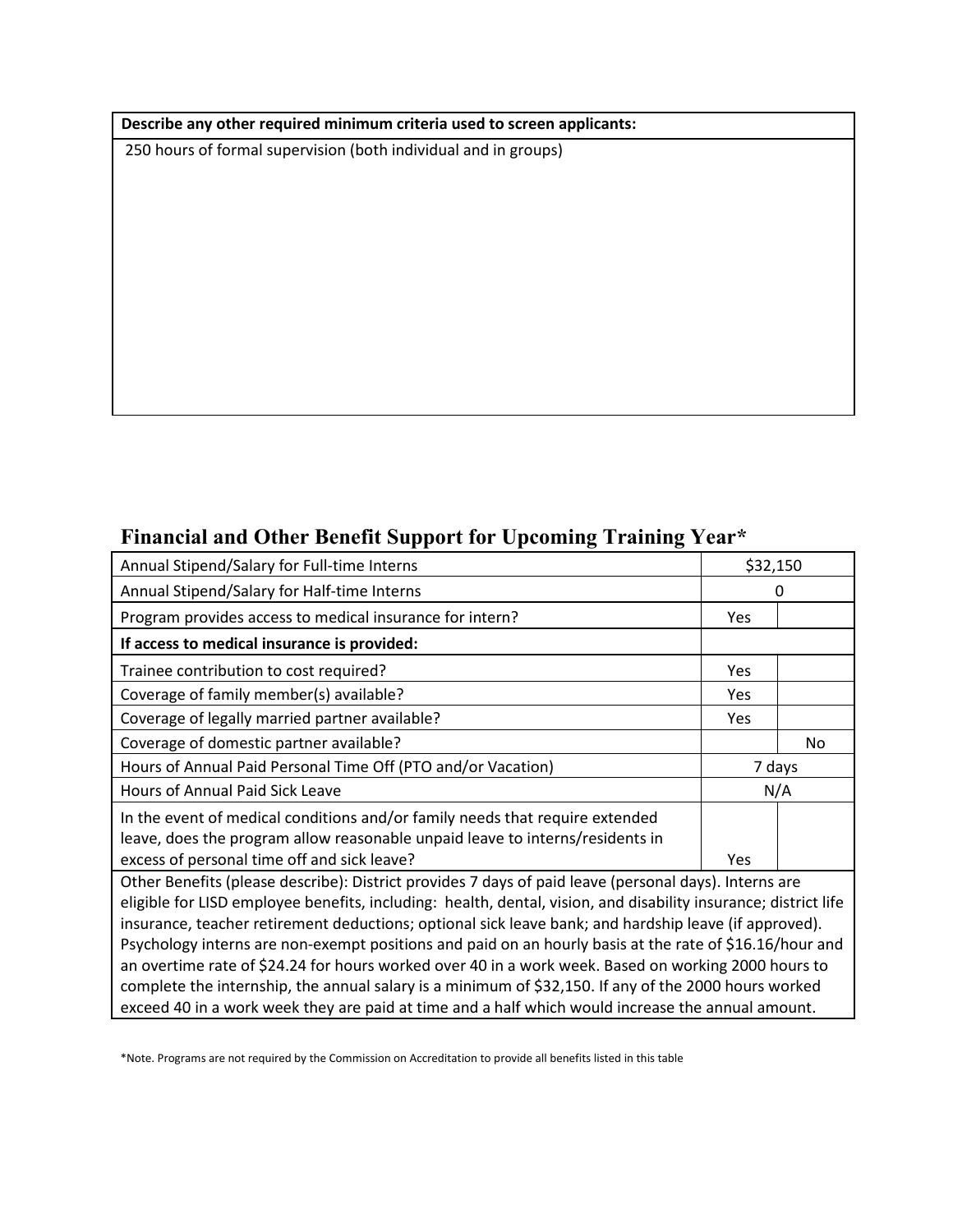| Describe any other required minimum criteria used to screen applicants: |
|---|
| 250 hours of formal supervision (both individual and in groups) |

## Financial and Other Benefit Support for Upcoming Training Year*

| | | |
|---|---|---|
| Annual Stipend/Salary for Full-time Interns | $32,150 | |
| Annual Stipend/Salary for Half-time Interns | 0 | |
| Program provides access to medical insurance for intern? | Yes | |
| **If access to medical insurance is provided:** | | |
| Trainee contribution to cost required? | Yes | |
| Coverage of family member(s) available? | Yes | |
| Coverage of legally married partner available? | Yes | |
| Coverage of domestic partner available? | | No |
| Hours of Annual Paid Personal Time Off (PTO and/or Vacation) | 7 days | |
| Hours of Annual Paid Sick Leave | N/A | |
| In the event of medical conditions and/or family needs that require extended leave, does the program allow reasonable unpaid leave to interns/residents in excess of personal time off and sick leave? | Yes | |
| Other Benefits (please describe): District provides 7 days of paid leave (personal days). Interns are eligible for LISD employee benefits, including: health, dental, vision, and disability insurance; district life insurance, teacher retirement deductions; optional sick leave bank; and hardship leave (if approved). Psychology interns are non-exempt positions and paid on an hourly basis at the rate of $16.16/hour and an overtime rate of $24.24 for hours worked over 40 in a work week. Based on working 2000 hours to complete the internship, the annual salary is a minimum of $32,150. If any of the 2000 hours worked exceed 40 in a work week they are paid at time and a half which would increase the annual amount. | | |

*Note. Programs are not required by the Commission on Accreditation to provide all benefits listed in this table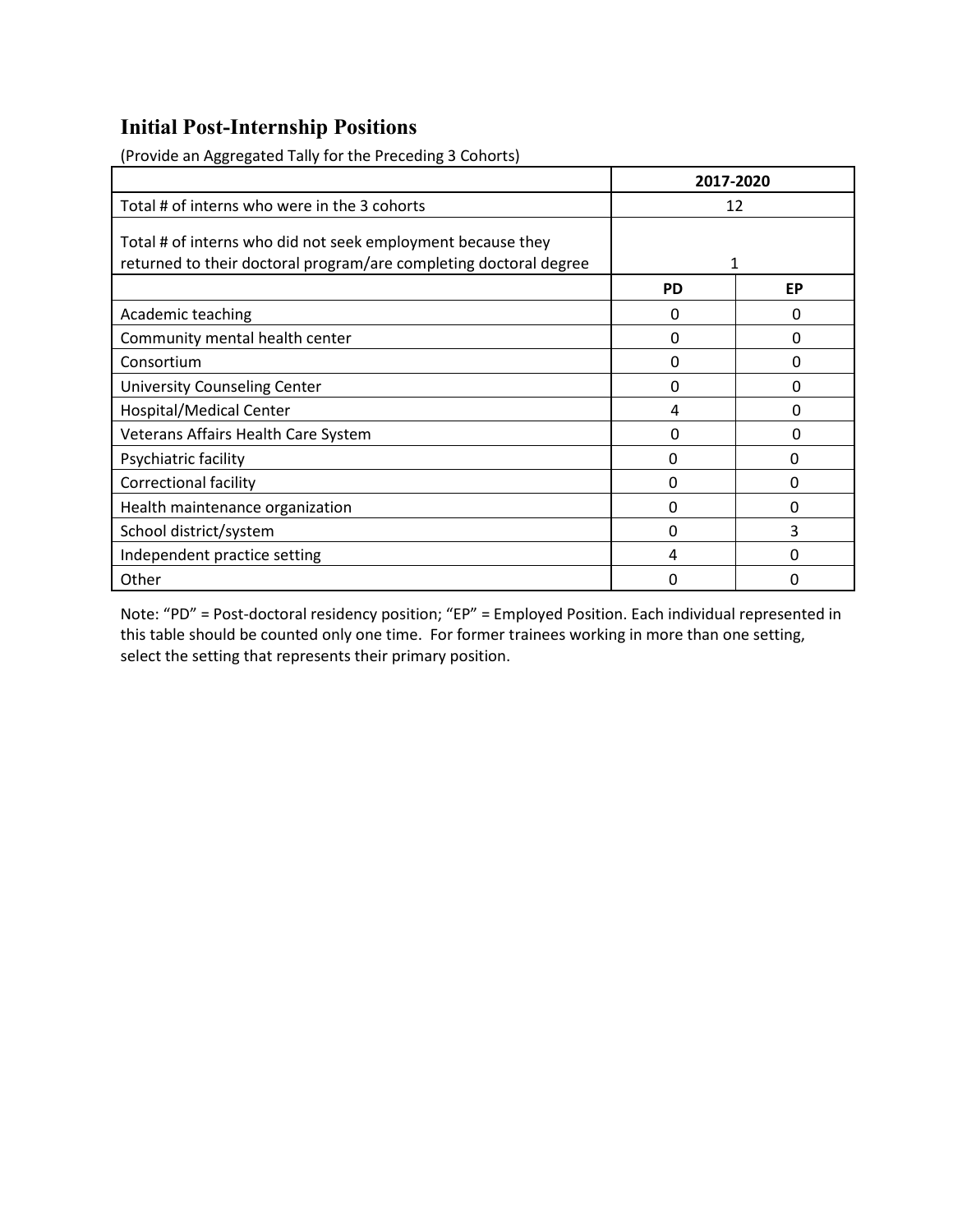## Initial Post-Internship Positions

(Provide an Aggregated Tally for the Preceding 3 Cohorts)

| | 2017-2020 | |
|---|---|---|
| Total # of interns who were in the 3 cohorts | 12 | |
| Total # of interns who did not seek employment because they returned to their doctoral program/are completing doctoral degree | 1 | |
| | **PD** | **EP** |
| Academic teaching | 0 | 0 |
| Community mental health center | 0 | 0 |
| Consortium | 0 | 0 |
| University Counseling Center | 0 | 0 |
| Hospital/Medical Center | 4 | 0 |
| Veterans Affairs Health Care System | 0 | 0 |
| Psychiatric facility | 0 | 0 |
| Correctional facility | 0 | 0 |
| Health maintenance organization | 0 | 0 |
| School district/system | 0 | 3 |
| Independent practice setting | 4 | 0 |
| Other | 0 | 0 |

Note: "PD" = Post-doctoral residency position; "EP" = Employed Position. Each individual represented in this table should be counted only one time. For former trainees working in more than one setting, select the setting that represents their primary position.